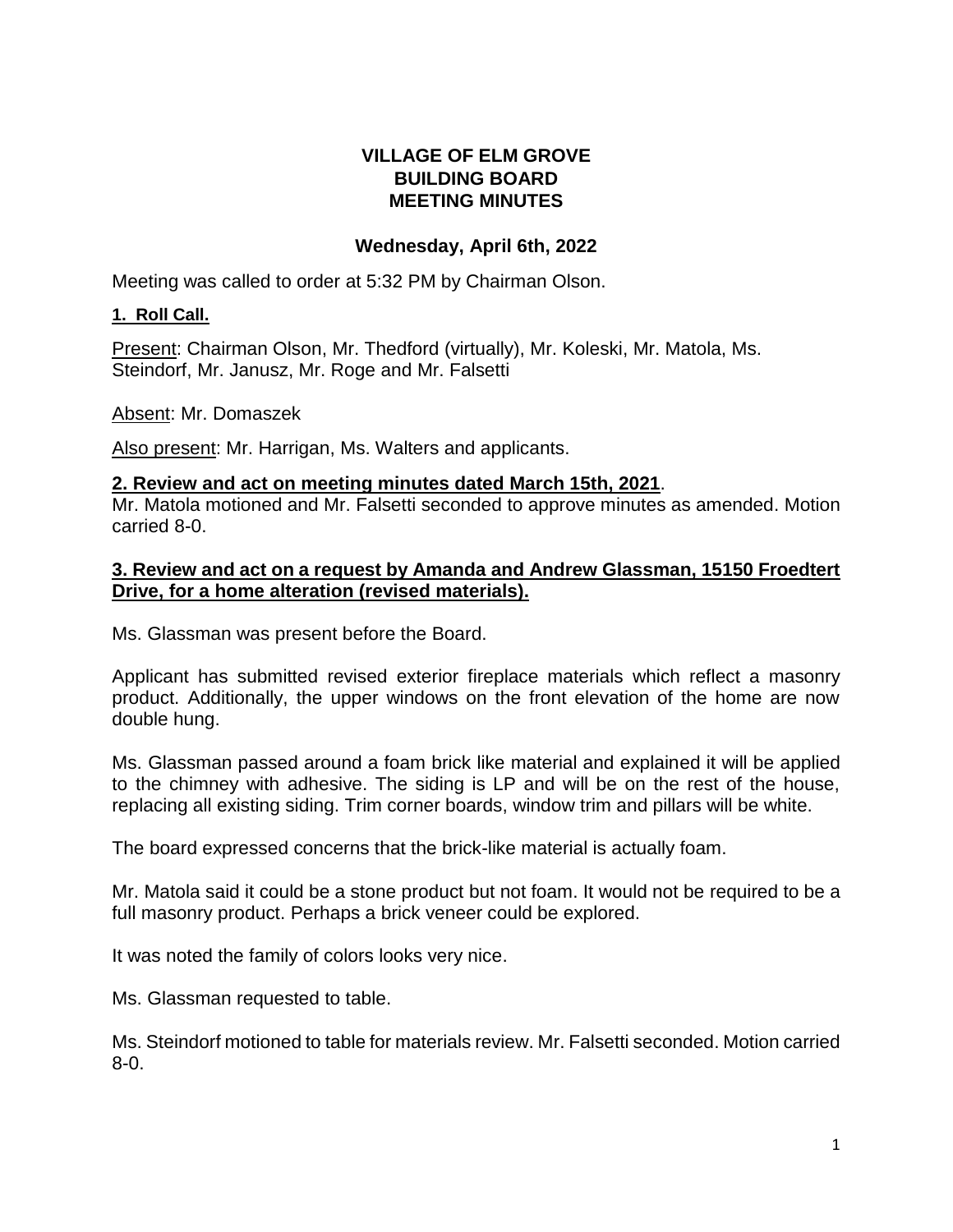# VILLAGE OF ELM GROVE
# BUILDING BOARD
# MEETING MINUTES

## Wednesday, April 6th, 2022

Meeting was called to order at 5:32 PM by Chairman Olson.

### 1. Roll Call.

Present: Chairman Olson, Mr. Thedford (virtually), Mr. Koleski, Mr. Matola, Ms. Steindorf, Mr. Janusz, Mr. Roge and Mr. Falsetti

Absent: Mr. Domaszek

Also present: Mr. Harrigan, Ms. Walters and applicants.

### 2. Review and act on meeting minutes dated March 15th, 2021.

Mr. Matola motioned and Mr. Falsetti seconded to approve minutes as amended. Motion carried 8-0.

### 3. Review and act on a request by Amanda and Andrew Glassman, 15150 Froedtert Drive, for a home alteration (revised materials).

Ms. Glassman was present before the Board.

Applicant has submitted revised exterior fireplace materials which reflect a masonry product. Additionally, the upper windows on the front elevation of the home are now double hung.

Ms. Glassman passed around a foam brick like material and explained it will be applied to the chimney with adhesive. The siding is LP and will be on the rest of the house, replacing all existing siding. Trim corner boards, window trim and pillars will be white.

The board expressed concerns that the brick-like material is actually foam.

Mr. Matola said it could be a stone product but not foam. It would not be required to be a full masonry product. Perhaps a brick veneer could be explored.

It was noted the family of colors looks very nice.

Ms. Glassman requested to table.

Ms. Steindorf motioned to table for materials review. Mr. Falsetti seconded. Motion carried 8-0.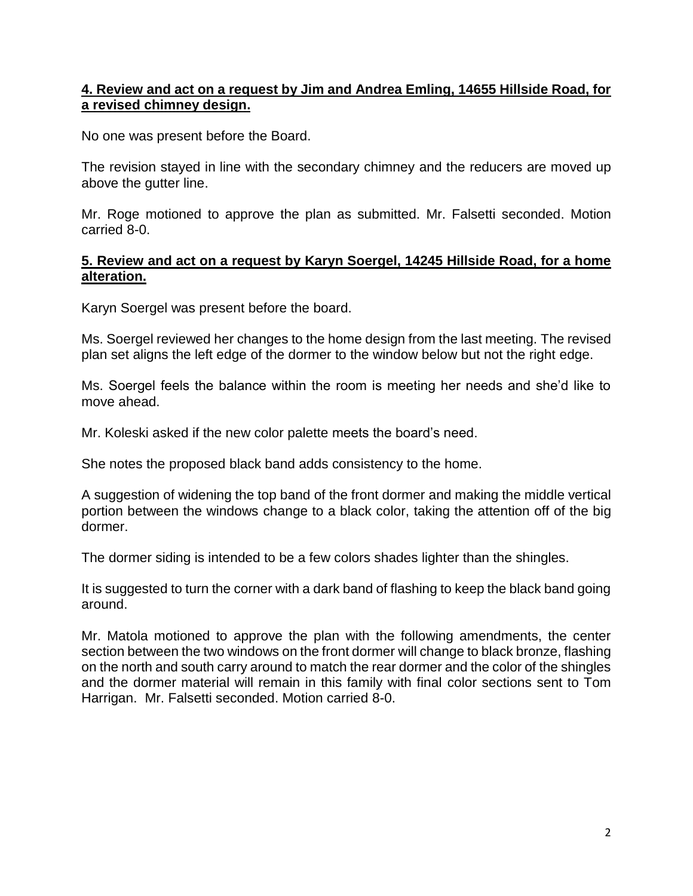**4. Review and act on a request by Jim and Andrea Emling, 14655 Hillside Road, for a revised chimney design.**

No one was present before the Board.

The revision stayed in line with the secondary chimney and the reducers are moved up above the gutter line.

Mr. Roge motioned to approve the plan as submitted. Mr. Falsetti seconded. Motion carried 8-0.

**5. Review and act on a request by Karyn Soergel, 14245 Hillside Road, for a home alteration.**

Karyn Soergel was present before the board.

Ms. Soergel reviewed her changes to the home design from the last meeting. The revised plan set aligns the left edge of the dormer to the window below but not the right edge.

Ms. Soergel feels the balance within the room is meeting her needs and she'd like to move ahead.

Mr. Koleski asked if the new color palette meets the board's need.

She notes the proposed black band adds consistency to the home.

A suggestion of widening the top band of the front dormer and making the middle vertical portion between the windows change to a black color, taking the attention off of the big dormer.

The dormer siding is intended to be a few colors shades lighter than the shingles.

It is suggested to turn the corner with a dark band of flashing to keep the black band going around.

Mr. Matola motioned to approve the plan with the following amendments, the center section between the two windows on the front dormer will change to black bronze, flashing on the north and south carry around to match the rear dormer and the color of the shingles and the dormer material will remain in this family with final color sections sent to Tom Harrigan. Mr. Falsetti seconded. Motion carried 8-0.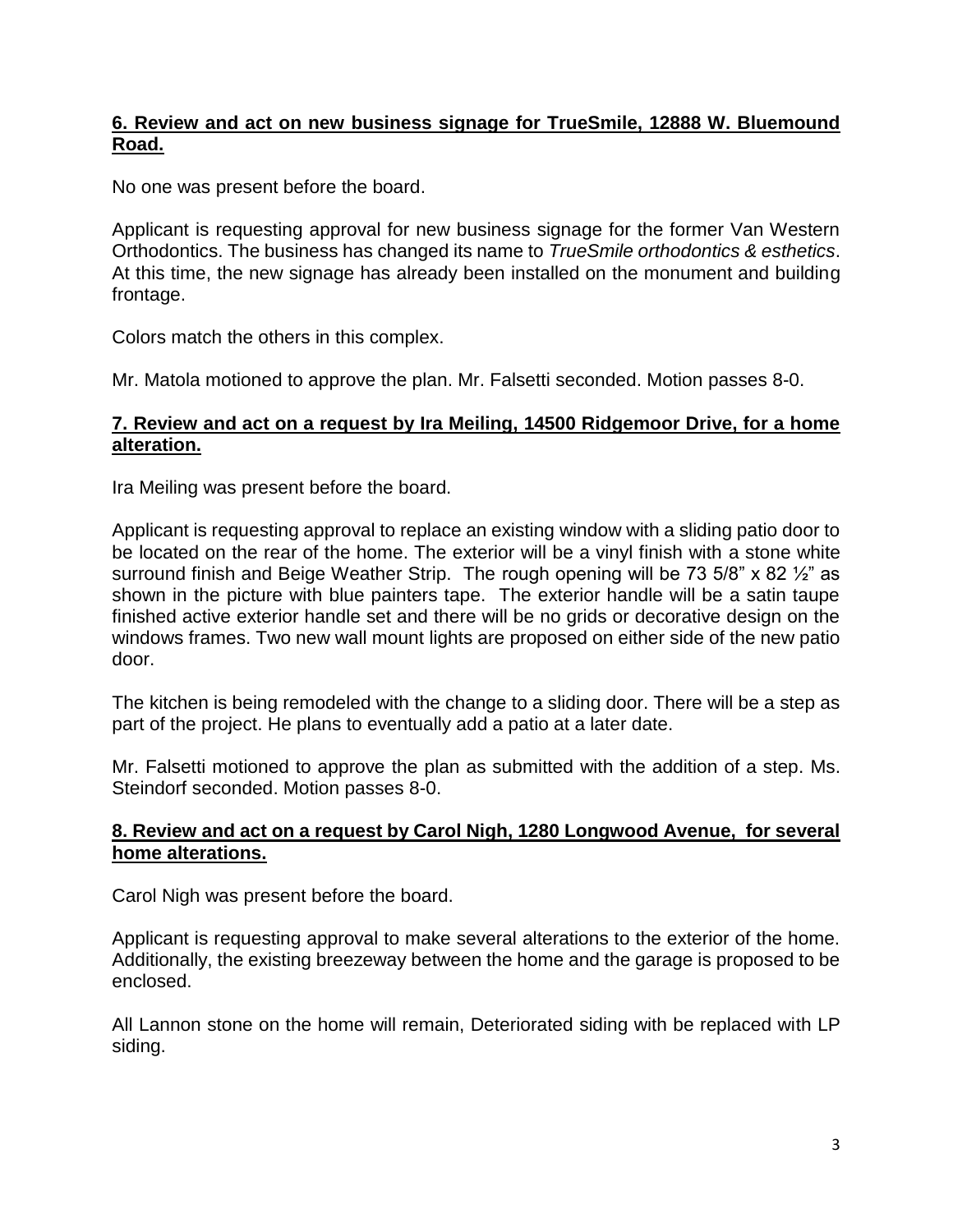**6. Review and act on new business signage for TrueSmile, 12888 W. Bluemound Road.**

No one was present before the board.

Applicant is requesting approval for new business signage for the former Van Western Orthodontics. The business has changed its name to *TrueSmile orthodontics & esthetics*. At this time, the new signage has already been installed on the monument and building frontage.

Colors match the others in this complex.

Mr. Matola motioned to approve the plan. Mr. Falsetti seconded. Motion passes 8-0.

**7. Review and act on a request by Ira Meiling, 14500 Ridgemoor Drive, for a home alteration.**

Ira Meiling was present before the board.

Applicant is requesting approval to replace an existing window with a sliding patio door to be located on the rear of the home. The exterior will be a vinyl finish with a stone white surround finish and Beige Weather Strip. The rough opening will be 73 5/8" x 82 ½" as shown in the picture with blue painters tape. The exterior handle will be a satin taupe finished active exterior handle set and there will be no grids or decorative design on the windows frames. Two new wall mount lights are proposed on either side of the new patio door.

The kitchen is being remodeled with the change to a sliding door. There will be a step as part of the project. He plans to eventually add a patio at a later date.

Mr. Falsetti motioned to approve the plan as submitted with the addition of a step. Ms. Steindorf seconded. Motion passes 8-0.

**8. Review and act on a request by Carol Nigh, 1280 Longwood Avenue, for several home alterations.**

Carol Nigh was present before the board.

Applicant is requesting approval to make several alterations to the exterior of the home. Additionally, the existing breezeway between the home and the garage is proposed to be enclosed.

All Lannon stone on the home will remain, Deteriorated siding with be replaced with LP siding.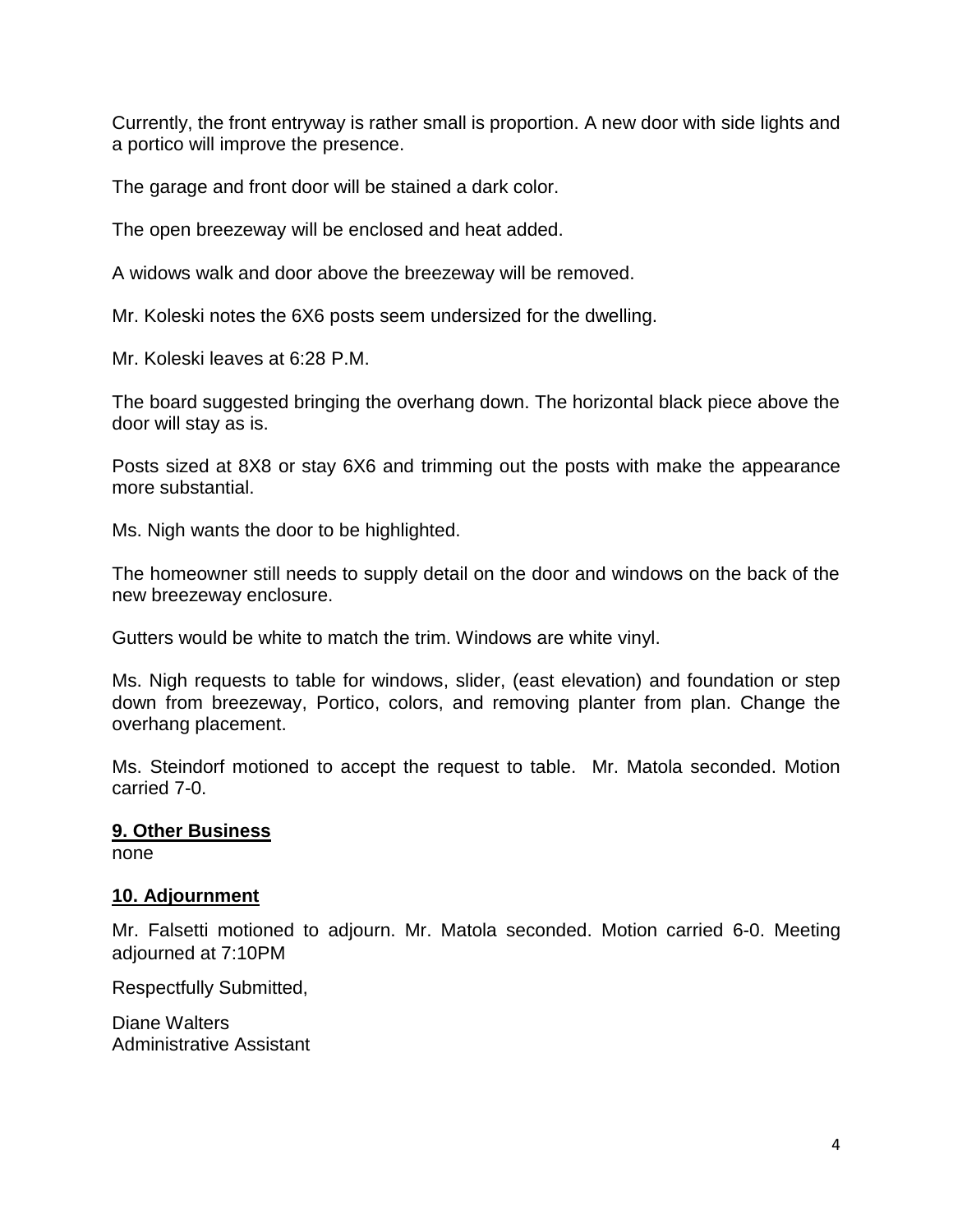Currently, the front entryway is rather small is proportion. A new door with side lights and a portico will improve the presence.

The garage and front door will be stained a dark color.

The open breezeway will be enclosed and heat added.

A widows walk and door above the breezeway will be removed.

Mr. Koleski notes the 6X6 posts seem undersized for the dwelling.

Mr. Koleski leaves at 6:28 P.M.

The board suggested bringing the overhang down. The horizontal black piece above the door will stay as is.

Posts sized at 8X8 or stay 6X6 and trimming out the posts with make the appearance more substantial.

Ms. Nigh wants the door to be highlighted.

The homeowner still needs to supply detail on the door and windows on the back of the new breezeway enclosure.

Gutters would be white to match the trim. Windows are white vinyl.

Ms. Nigh requests to table for windows, slider, (east elevation) and foundation or step down from breezeway, Portico, colors, and removing planter from plan. Change the overhang placement.

Ms. Steindorf motioned to accept the request to table. Mr. Matola seconded. Motion carried 7-0.

**9. Other Business**

none

**10. Adjournment**

Mr. Falsetti motioned to adjourn. Mr. Matola seconded. Motion carried 6-0. Meeting adjourned at 7:10PM

Respectfully Submitted,

Diane Walters
Administrative Assistant